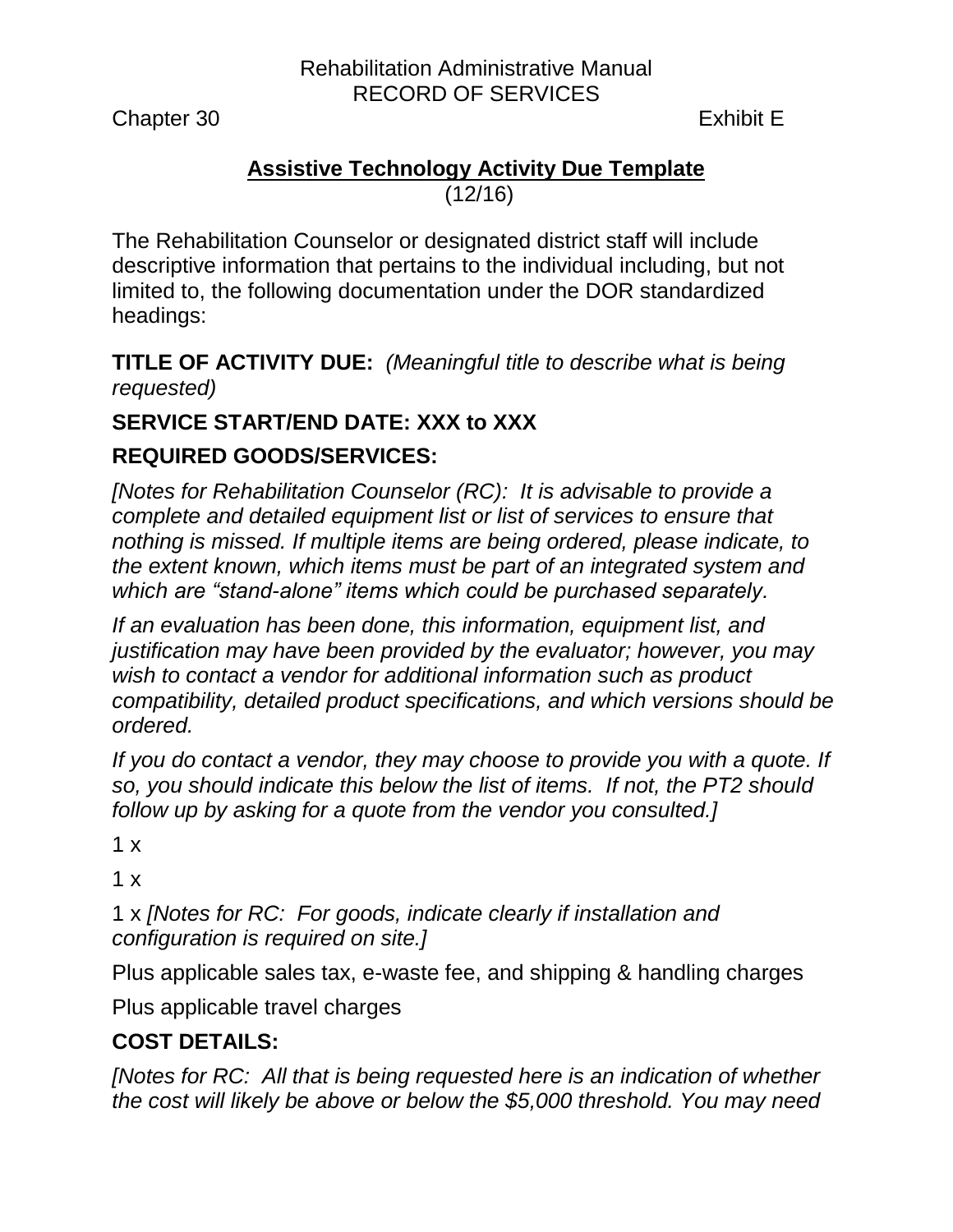Rehabilitation Administrative Manual
RECORD OF SERVICES

Chapter 30 Exhibit E

## Assistive Technology Activity Due Template

(12/16)

The Rehabilitation Counselor or designated district staff will include descriptive information that pertains to the individual including, but not limited to, the following documentation under the DOR standardized headings:

**TITLE OF ACTIVITY DUE:** *(Meaningful title to describe what is being requested)*

**SERVICE START/END DATE: XXX to XXX**

**REQUIRED GOODS/SERVICES:**

*[Notes for Rehabilitation Counselor (RC): It is advisable to provide a complete and detailed equipment list or list of services to ensure that nothing is missed. If multiple items are being ordered, please indicate, to the extent known, which items must be part of an integrated system and which are "stand-alone" items which could be purchased separately.*

*If an evaluation has been done, this information, equipment list, and justification may have been provided by the evaluator; however, you may wish to contact a vendor for additional information such as product compatibility, detailed product specifications, and which versions should be ordered.*

*If you do contact a vendor, they may choose to provide you with a quote. If so, you should indicate this below the list of items. If not, the PT2 should follow up by asking for a quote from the vendor you consulted.]*

1 x

1 x

1 x *[Notes for RC: For goods, indicate clearly if installation and configuration is required on site.]*

Plus applicable sales tax, e-waste fee, and shipping & handling charges

Plus applicable travel charges

**COST DETAILS:**

*[Notes for RC: All that is being requested here is an indication of whether the cost will likely be above or below the $5,000 threshold. You may need*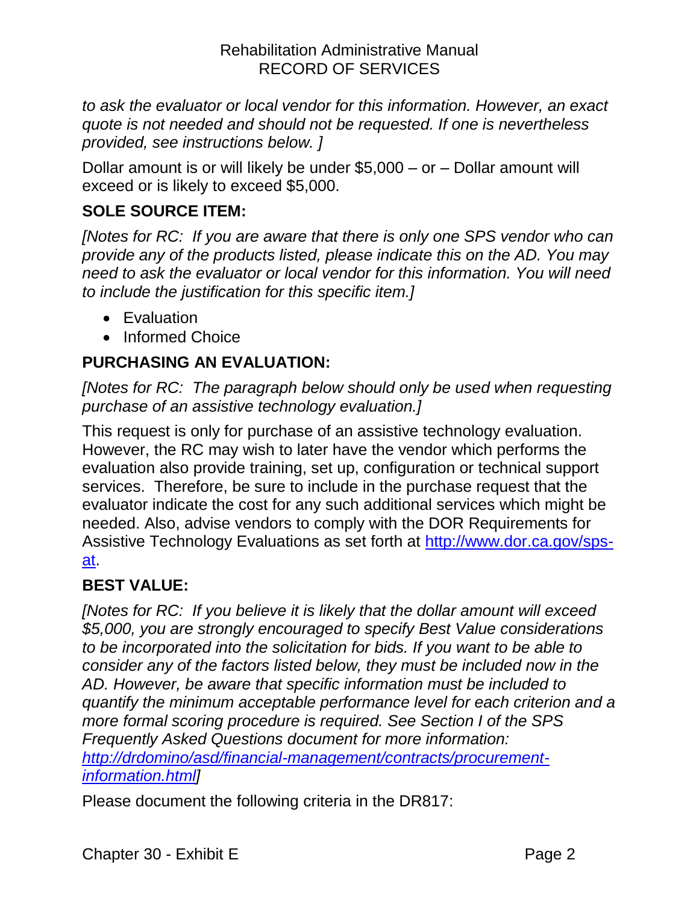*to ask the evaluator or local vendor for this information. However, an exact quote is not needed and should not be requested. If one is nevertheless provided, see instructions below. ]*

Dollar amount is or will likely be under $5,000 – or – Dollar amount will exceed or is likely to exceed $5,000.

## SOLE SOURCE ITEM:

*[Notes for RC: If you are aware that there is only one SPS vendor who can provide any of the products listed, please indicate this on the AD. You may need to ask the evaluator or local vendor for this information. You will need to include the justification for this specific item.]*

- Evaluation
- Informed Choice

## PURCHASING AN EVALUATION:

*[Notes for RC: The paragraph below should only be used when requesting purchase of an assistive technology evaluation.]*

This request is only for purchase of an assistive technology evaluation. However, the RC may wish to later have the vendor which performs the evaluation also provide training, set up, configuration or technical support services. Therefore, be sure to include in the purchase request that the evaluator indicate the cost for any such additional services which might be needed. Also, advise vendors to comply with the DOR Requirements for Assistive Technology Evaluations as set forth at [http://www.dor.ca.gov/sps-at](http://www.dor.ca.gov/sps-at).

## BEST VALUE:

*[Notes for RC: If you believe it is likely that the dollar amount will exceed $5,000, you are strongly encouraged to specify Best Value considerations to be incorporated into the solicitation for bids. If you want to be able to consider any of the factors listed below, they must be included now in the AD. However, be aware that specific information must be included to quantify the minimum acceptable performance level for each criterion and a more formal scoring procedure is required. See Section I of the SPS Frequently Asked Questions document for more information: [http://drdomino/asd/financial-management/contracts/procurement-information.html](http://drdomino/asd/financial-management/contracts/procurement-information.html)]*

Please document the following criteria in the DR817: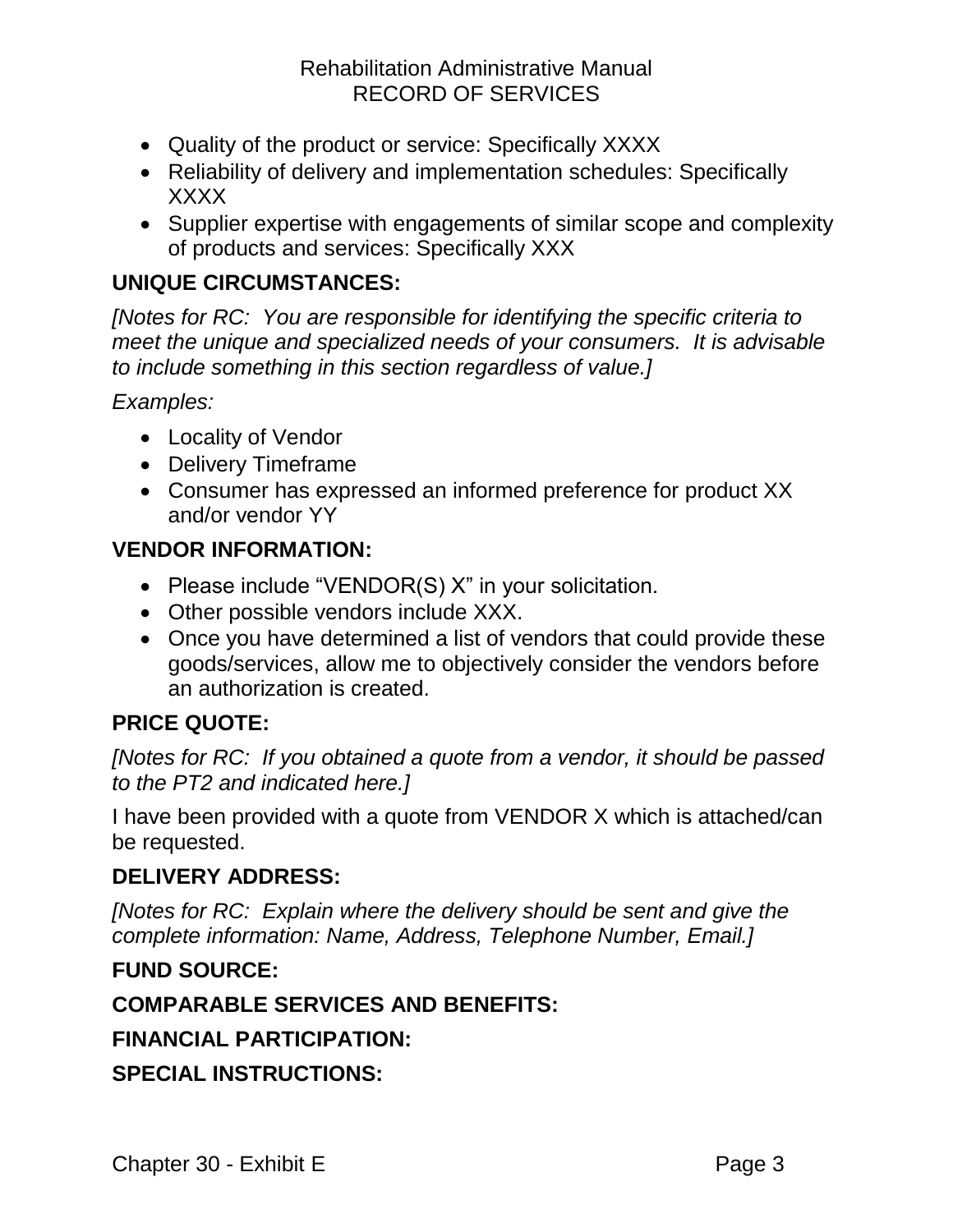- Quality of the product or service: Specifically XXXX
- Reliability of delivery and implementation schedules: Specifically XXXX
- Supplier expertise with engagements of similar scope and complexity of products and services: Specifically XXX

## UNIQUE CIRCUMSTANCES:

*[Notes for RC: You are responsible for identifying the specific criteria to meet the unique and specialized needs of your consumers. It is advisable to include something in this section regardless of value.]*

*Examples:*

- Locality of Vendor
- Delivery Timeframe
- Consumer has expressed an informed preference for product XX and/or vendor YY

## VENDOR INFORMATION:

- Please include "VENDOR(S) X" in your solicitation.
- Other possible vendors include XXX.
- Once you have determined a list of vendors that could provide these goods/services, allow me to objectively consider the vendors before an authorization is created.

## PRICE QUOTE:

*[Notes for RC: If you obtained a quote from a vendor, it should be passed to the PT2 and indicated here.]*

I have been provided with a quote from VENDOR X which is attached/can be requested.

## DELIVERY ADDRESS:

*[Notes for RC: Explain where the delivery should be sent and give the complete information: Name, Address, Telephone Number, Email.]*

## FUND SOURCE:

## COMPARABLE SERVICES AND BENEFITS:

## FINANCIAL PARTICIPATION:

## SPECIAL INSTRUCTIONS: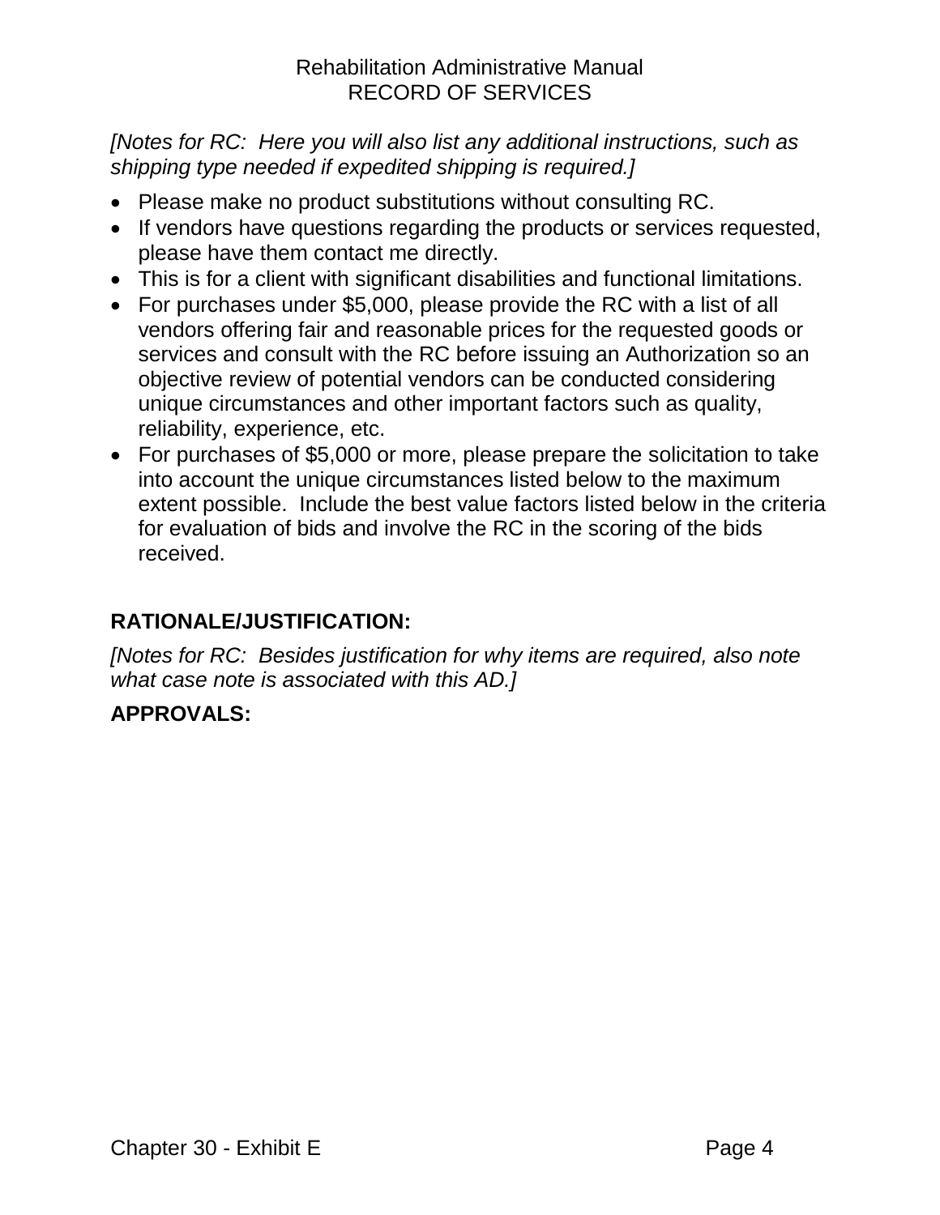*[Notes for RC: Here you will also list any additional instructions, such as shipping type needed if expedited shipping is required.]*

- Please make no product substitutions without consulting RC.
- If vendors have questions regarding the products or services requested, please have them contact me directly.
- This is for a client with significant disabilities and functional limitations.
- For purchases under $5,000, please provide the RC with a list of all vendors offering fair and reasonable prices for the requested goods or services and consult with the RC before issuing an Authorization so an objective review of potential vendors can be conducted considering unique circumstances and other important factors such as quality, reliability, experience, etc.
- For purchases of $5,000 or more, please prepare the solicitation to take into account the unique circumstances listed below to the maximum extent possible. Include the best value factors listed below in the criteria for evaluation of bids and involve the RC in the scoring of the bids received.

**RATIONALE/JUSTIFICATION:**

*[Notes for RC: Besides justification for why items are required, also note what case note is associated with this AD.]*

**APPROVALS:**